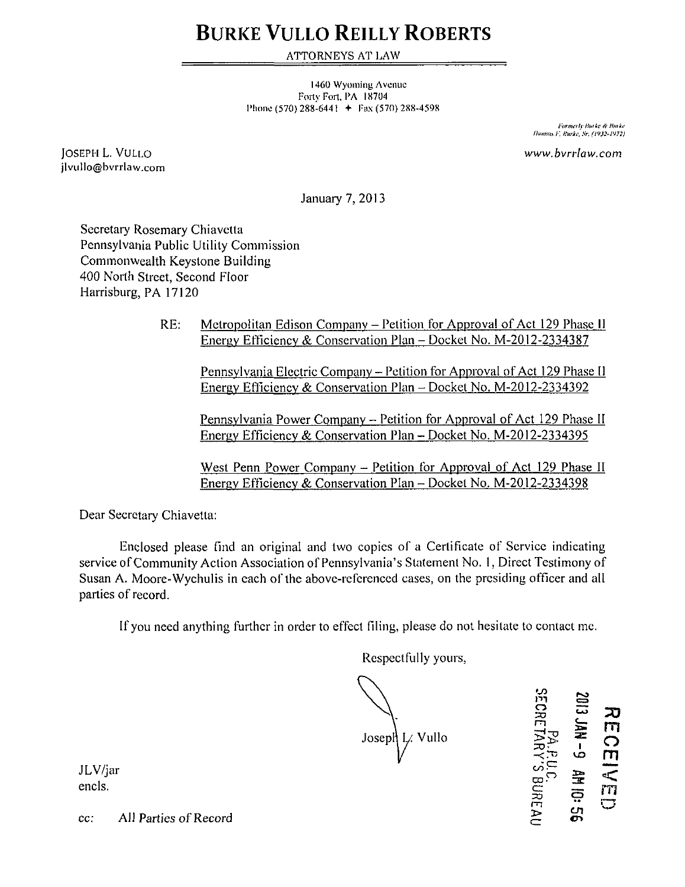# BURKE VULLO REILLY ROBERTS

ATTORNEYS AT LAW

1460 Wyoming Avenue
Forty Fort, PA 18704
Phone (570) 288-6441 + Fax (570) 288-4598

*Formerly Burke & Burke*
*Thomas F. Burke, Sr. (1932-1972)*

JOSEPH L. VULLO
jlvullo@bvrrlaw.com

*www.bvrrlaw.com*

January 7, 2013

Secretary Rosemary Chiavetta
Pennsylvania Public Utility Commission
Commonwealth Keystone Building
400 North Street, Second Floor
Harrisburg, PA 17120

RE: Metropolitan Edison Company – Petition for Approval of Act 129 Phase II Energy Efficiency & Conservation Plan – Docket No. M-2012-2334387

Pennsylvania Electric Company – Petition for Approval of Act 129 Phase II Energy Efficiency & Conservation Plan – Docket No. M-2012-2334392

Pennsylvania Power Company – Petition for Approval of Act 129 Phase II Energy Efficiency & Conservation Plan – Docket No. M-2012-2334395

West Penn Power Company – Petition for Approval of Act 129 Phase II Energy Efficiency & Conservation Plan – Docket No. M-2012-2334398

Dear Secretary Chiavetta:

Enclosed please find an original and two copies of a Certificate of Service indicating service of Community Action Association of Pennsylvania's Statement No. 1, Direct Testimony of Susan A. Moore-Wychulis in each of the above-referenced cases, on the presiding officer and all parties of record.

If you need anything further in order to effect filing, please do not hesitate to contact me.

Respectfully yours,

Joseph L. Vullo

RECEIVED
2013 JAN -9 AM 10:56
PA.P.U.C.
SECRETARY'S BUREAU

JLV/jar
encls.

cc: All Parties of Record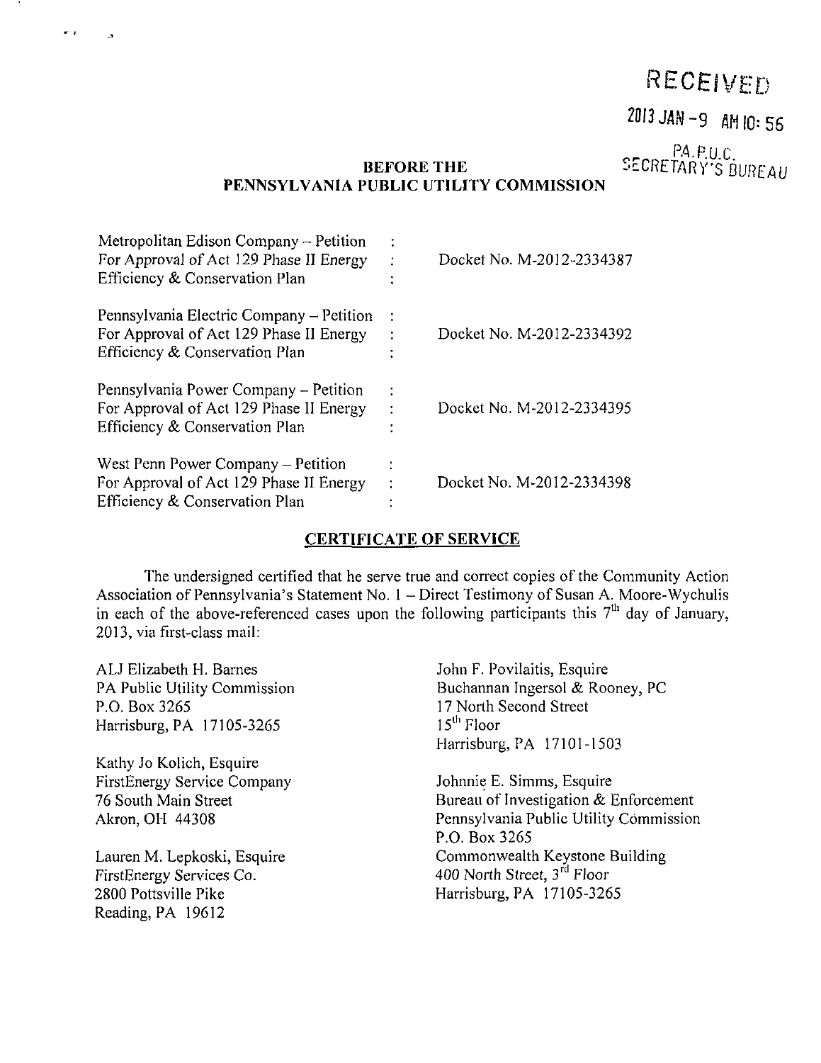RECEIVED

2013 JAN -9 AM 10: 56

PA.P.U.C.
SECRETARY'S BUREAU

**BEFORE THE**
**PENNSYLVANIA PUBLIC UTILITY COMMISSION**

| | | |
|---|---|---|
| Metropolitan Edison Company – Petition For Approval of Act 129 Phase II Energy Efficiency & Conservation Plan | : | Docket No. M-2012-2334387 |
| Pennsylvania Electric Company – Petition For Approval of Act 129 Phase II Energy Efficiency & Conservation Plan | : | Docket No. M-2012-2334392 |
| Pennsylvania Power Company – Petition For Approval of Act 129 Phase II Energy Efficiency & Conservation Plan | : | Docket No. M-2012-2334395 |
| West Penn Power Company – Petition For Approval of Act 129 Phase II Energy Efficiency & Conservation Plan | : | Docket No. M-2012-2334398 |

## CERTIFICATE OF SERVICE

The undersigned certified that he serve true and correct copies of the Community Action Association of Pennsylvania's Statement No. 1 – Direct Testimony of Susan A. Moore-Wychulis in each of the above-referenced cases upon the following participants this 7th day of January, 2013, via first-class mail:

ALJ Elizabeth H. Barnes
PA Public Utility Commission
P.O. Box 3265
Harrisburg, PA 17105-3265

Kathy Jo Kolich, Esquire
FirstEnergy Service Company
76 South Main Street
Akron, OH 44308

Lauren M. Lepkoski, Esquire
FirstEnergy Services Co.
2800 Pottsville Pike
Reading, PA 19612

John F. Povilaitis, Esquire
Buchannan Ingersol & Rooney, PC
17 North Second Street
15th Floor
Harrisburg, PA 17101-1503

Johnnie E. Simms, Esquire
Bureau of Investigation & Enforcement
Pennsylvania Public Utility Commission
P.O. Box 3265
Commonwealth Keystone Building
400 North Street, 3rd Floor
Harrisburg, PA 17105-3265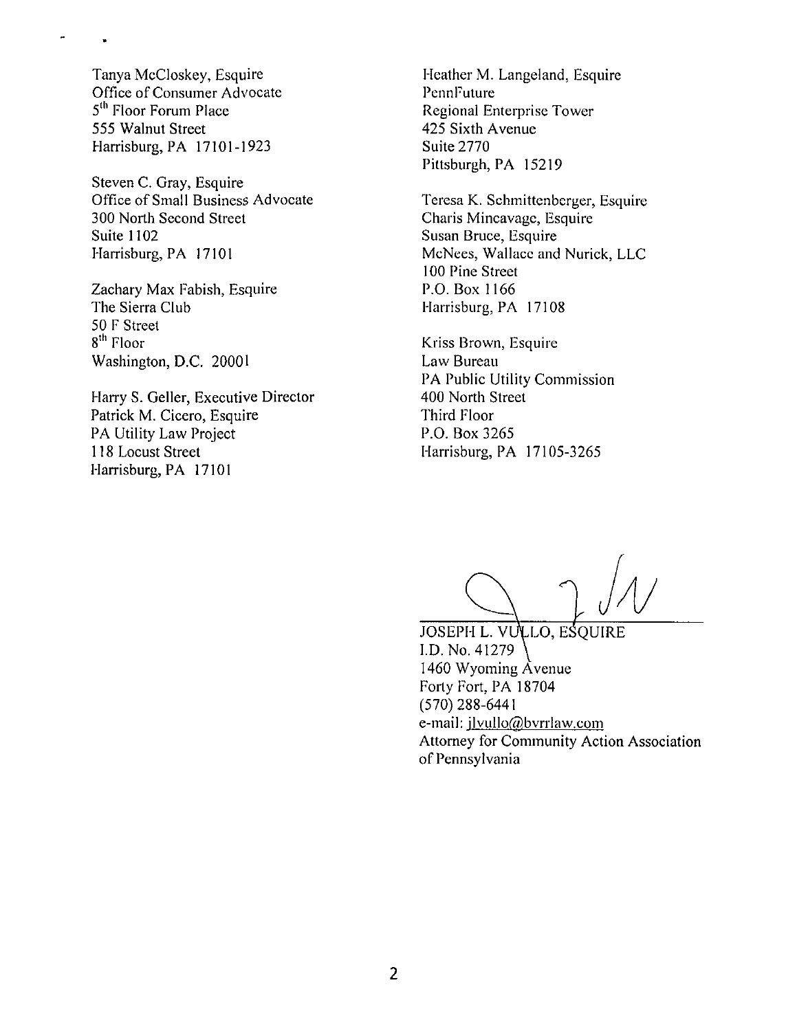Tanya McCloskey, Esquire
Office of Consumer Advocate
5th Floor Forum Place
555 Walnut Street
Harrisburg, PA 17101-1923

Steven C. Gray, Esquire
Office of Small Business Advocate
300 North Second Street
Suite 1102
Harrisburg, PA 17101

Zachary Max Fabish, Esquire
The Sierra Club
50 F Street
8th Floor
Washington, D.C. 20001

Harry S. Geller, Executive Director
Patrick M. Cicero, Esquire
PA Utility Law Project
118 Locust Street
Harrisburg, PA 17101

Heather M. Langeland, Esquire
PennFuture
Regional Enterprise Tower
425 Sixth Avenue
Suite 2770
Pittsburgh, PA 15219

Teresa K. Schmittenberger, Esquire
Charis Mincavage, Esquire
Susan Bruce, Esquire
McNees, Wallace and Nurick, LLC
100 Pine Street
P.O. Box 1166
Harrisburg, PA 17108

Kriss Brown, Esquire
Law Bureau
PA Public Utility Commission
400 North Street
Third Floor
P.O. Box 3265
Harrisburg, PA 17105-3265

JOSEPH L. VULLO, ESQUIRE
I.D. No. 41279
1460 Wyoming Avenue
Forty Fort, PA 18704
(570) 288-6441
e-mail: jlvullo@bvrrlaw.com
Attorney for Community Action Association of Pennsylvania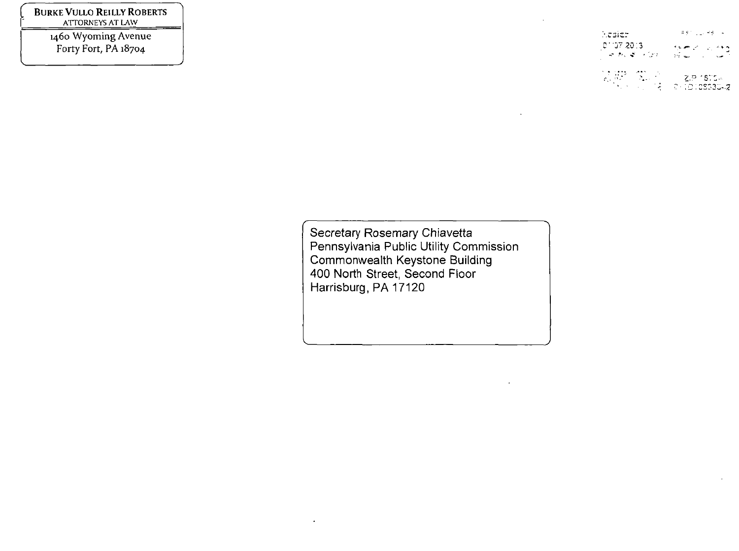**BURKE VULLO REILLY ROBERTS**
ATTORNEYS AT LAW

1460 Wyoming Avenue
Forty Fort, PA 18704

Secretary Rosemary Chiavetta
Pennsylvania Public Utility Commission
Commonwealth Keystone Building
400 North Street, Second Floor
Harrisburg, PA 17120